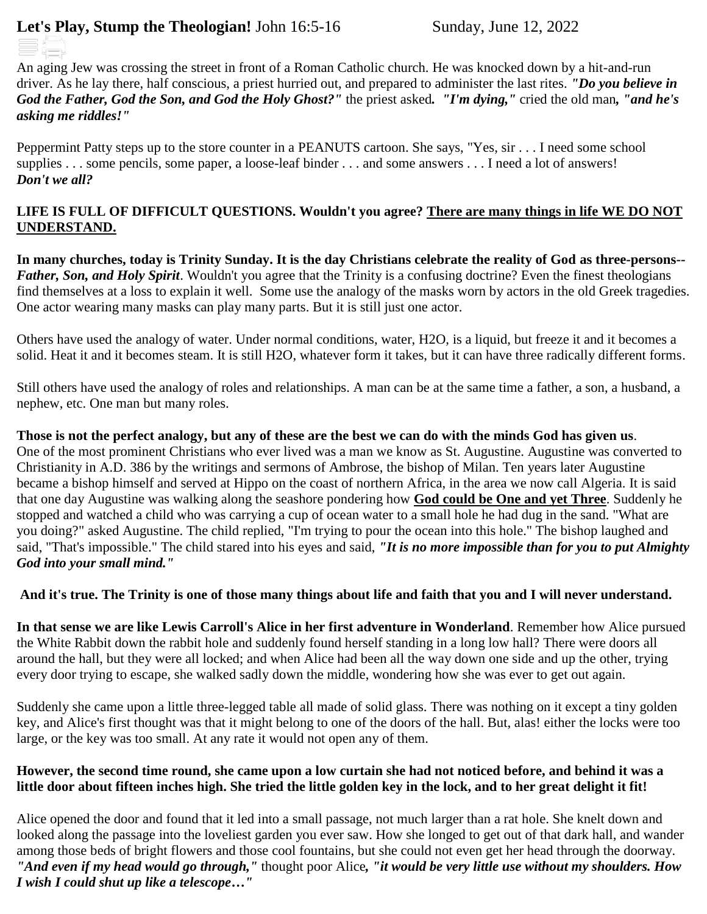**Let's Play, Stump the Theologian!** John 16:5-16 Sunday, June 12, 2022

An aging Jew was crossing the street in front of a Roman Catholic church. He was knocked down by a hit-and-run driver. As he lay there, half conscious, a priest hurried out, and prepared to administer the last rites. ***"Do you believe in God the Father, God the Son, and God the Holy Ghost?"*** the priest asked***. "I'm dying,"*** cried the old man***, "and he's asking me riddles!"***

Peppermint Patty steps up to the store counter in a PEANUTS cartoon. She says, "Yes, sir . . . I need some school supplies . . . some pencils, some paper, a loose-leaf binder . . . and some answers . . . I need a lot of answers!
***Don't we all?***

**LIFE IS FULL OF DIFFICULT QUESTIONS. Wouldn't you agree? <u>There are many things in life WE DO NOT UNDERSTAND.</u>**

**In many churches, today is Trinity Sunday. It is the day Christians celebrate the reality of God as three-persons--** ***Father, Son, and Holy Spirit***. Wouldn't you agree that the Trinity is a confusing doctrine? Even the finest theologians find themselves at a loss to explain it well. Some use the analogy of the masks worn by actors in the old Greek tragedies. One actor wearing many masks can play many parts. But it is still just one actor.

Others have used the analogy of water. Under normal conditions, water, $H_2O$, is a liquid, but freeze it and it becomes a solid. Heat it and it becomes steam. It is still $H_2O$, whatever form it takes, but it can have three radically different forms.

Still others have used the analogy of roles and relationships. A man can be at the same time a father, a son, a husband, a nephew, etc. One man but many roles.

**Those is not the perfect analogy, but any of these are the best we can do with the minds God has given us**.
One of the most prominent Christians who ever lived was a man we know as St. Augustine. Augustine was converted to Christianity in A.D. 386 by the writings and sermons of Ambrose, the bishop of Milan. Ten years later Augustine became a bishop himself and served at Hippo on the coast of northern Africa, in the area we now call Algeria. It is said that one day Augustine was walking along the seashore pondering how **<u>God could be One and yet Three</u>**. Suddenly he stopped and watched a child who was carrying a cup of ocean water to a small hole he had dug in the sand. "What are you doing?" asked Augustine. The child replied, "I'm trying to pour the ocean into this hole." The bishop laughed and said, "That's impossible." The child stared into his eyes and said, ***"It is no more impossible than for you to put Almighty God into your small mind."***

**And it's true. The Trinity is one of those many things about life and faith that you and I will never understand.**

**In that sense we are like Lewis Carroll's Alice in her first adventure in Wonderland**. Remember how Alice pursued the White Rabbit down the rabbit hole and suddenly found herself standing in a long low hall? There were doors all around the hall, but they were all locked; and when Alice had been all the way down one side and up the other, trying every door trying to escape, she walked sadly down the middle, wondering how she was ever to get out again.

Suddenly she came upon a little three-legged table all made of solid glass. There was nothing on it except a tiny golden key, and Alice's first thought was that it might belong to one of the doors of the hall. But, alas! either the locks were too large, or the key was too small. At any rate it would not open any of them.

**However, the second time round, she came upon a low curtain she had not noticed before, and behind it was a little door about fifteen inches high. She tried the little golden key in the lock, and to her great delight it fit!**

Alice opened the door and found that it led into a small passage, not much larger than a rat hole. She knelt down and looked along the passage into the loveliest garden you ever saw. How she longed to get out of that dark hall, and wander among those beds of bright flowers and those cool fountains, but she could not even get her head through the doorway. ***"And even if my head would go through,"*** thought poor Alice***, "it would be very little use without my shoulders. How I wish I could shut up like a telescope…"***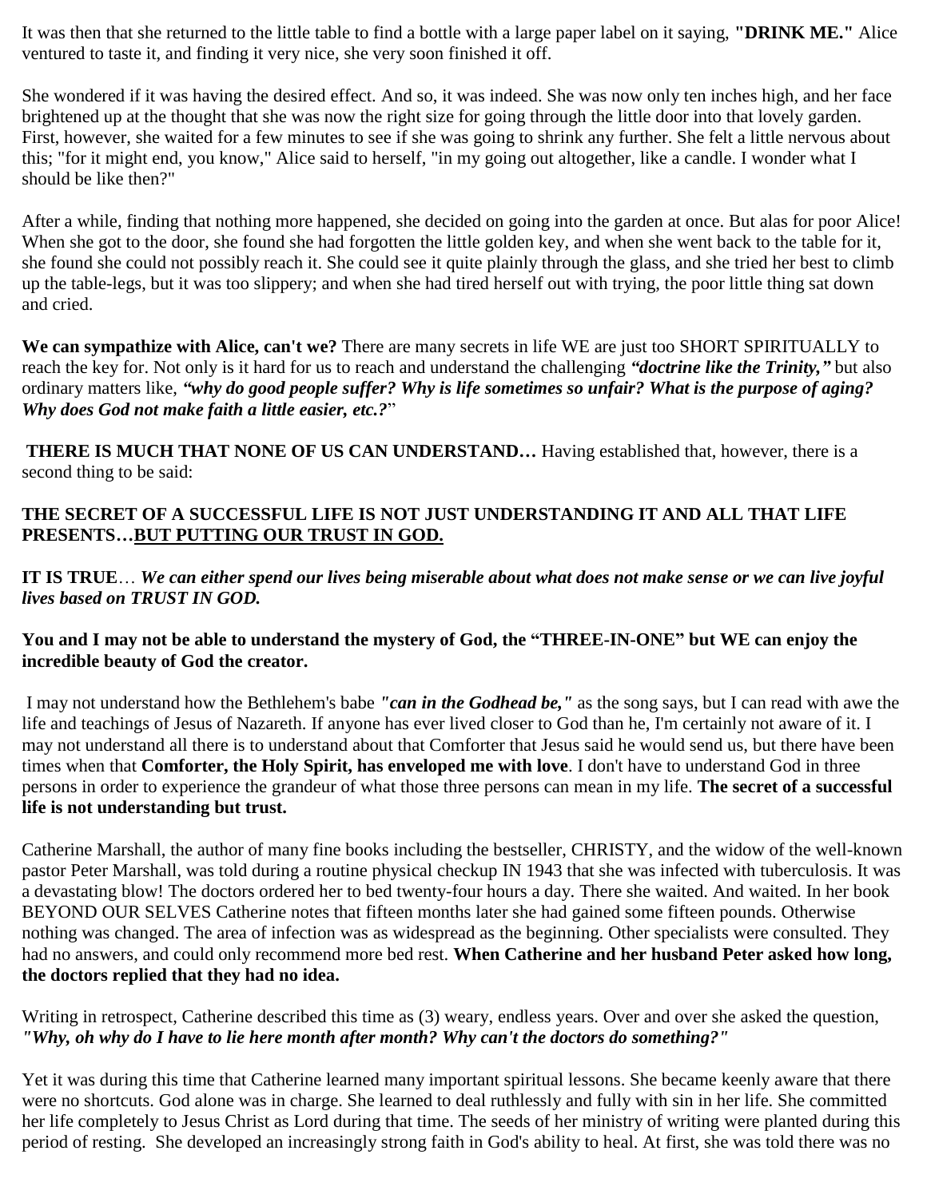It was then that she returned to the little table to find a bottle with a large paper label on it saying, **"DRINK ME."** Alice ventured to taste it, and finding it very nice, she very soon finished it off.

She wondered if it was having the desired effect. And so, it was indeed. She was now only ten inches high, and her face brightened up at the thought that she was now the right size for going through the little door into that lovely garden. First, however, she waited for a few minutes to see if she was going to shrink any further. She felt a little nervous about this; "for it might end, you know," Alice said to herself, "in my going out altogether, like a candle. I wonder what I should be like then?"

After a while, finding that nothing more happened, she decided on going into the garden at once. But alas for poor Alice! When she got to the door, she found she had forgotten the little golden key, and when she went back to the table for it, she found she could not possibly reach it. She could see it quite plainly through the glass, and she tried her best to climb up the table-legs, but it was too slippery; and when she had tired herself out with trying, the poor little thing sat down and cried.

**We can sympathize with Alice, can't we?** There are many secrets in life WE are just too SHORT SPIRITUALLY to reach the key for. Not only is it hard for us to reach and understand the challenging ***"doctrine like the Trinity,"*** but also ordinary matters like, ***"why do good people suffer? Why is life sometimes so unfair? What is the purpose of aging? Why does God not make faith a little easier, etc.?***"

**THERE IS MUCH THAT NONE OF US CAN UNDERSTAND…** Having established that, however, there is a second thing to be said:

**THE SECRET OF A SUCCESSFUL LIFE IS NOT JUST UNDERSTANDING IT AND ALL THAT LIFE PRESENTS…<u>BUT PUTTING OUR TRUST IN GOD.</u>**

**IT IS TRUE**… ***We can either spend our lives being miserable about what does not make sense or we can live joyful lives based on TRUST IN GOD.***

**You and I may not be able to understand the mystery of God, the "THREE-IN-ONE" but WE can enjoy the incredible beauty of God the creator.**

I may not understand how the Bethlehem's babe ***"can in the Godhead be,"*** as the song says, but I can read with awe the life and teachings of Jesus of Nazareth. If anyone has ever lived closer to God than he, I'm certainly not aware of it. I may not understand all there is to understand about that Comforter that Jesus said he would send us, but there have been times when that **Comforter, the Holy Spirit, has enveloped me with love**. I don't have to understand God in three persons in order to experience the grandeur of what those three persons can mean in my life. **The secret of a successful life is not understanding but trust.**

Catherine Marshall, the author of many fine books including the bestseller, CHRISTY, and the widow of the well-known pastor Peter Marshall, was told during a routine physical checkup IN 1943 that she was infected with tuberculosis. It was a devastating blow! The doctors ordered her to bed twenty-four hours a day. There she waited. And waited. In her book BEYOND OUR SELVES Catherine notes that fifteen months later she had gained some fifteen pounds. Otherwise nothing was changed. The area of infection was as widespread as the beginning. Other specialists were consulted. They had no answers, and could only recommend more bed rest. **When Catherine and her husband Peter asked how long, the doctors replied that they had no idea.**

Writing in retrospect, Catherine described this time as (3) weary, endless years. Over and over she asked the question, ***"Why, oh why do I have to lie here month after month? Why can't the doctors do something?"***

Yet it was during this time that Catherine learned many important spiritual lessons. She became keenly aware that there were no shortcuts. God alone was in charge. She learned to deal ruthlessly and fully with sin in her life. She committed her life completely to Jesus Christ as Lord during that time. The seeds of her ministry of writing were planted during this period of resting. She developed an increasingly strong faith in God's ability to heal. At first, she was told there was no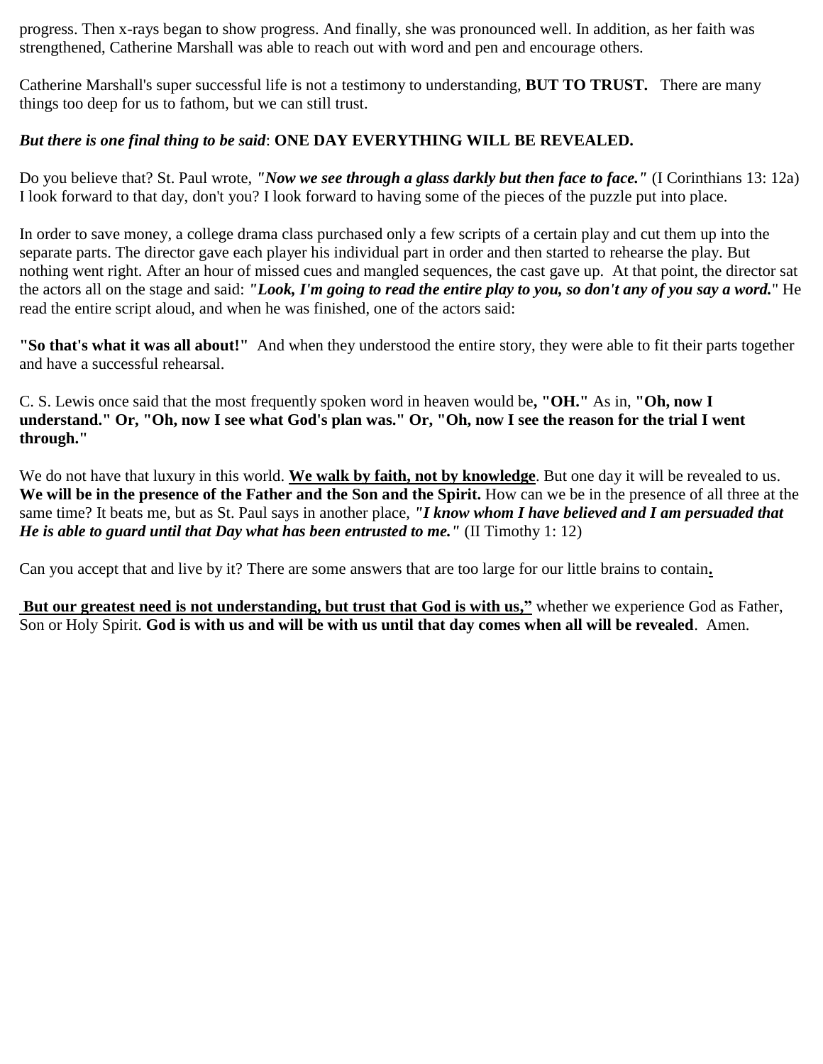progress. Then x-rays began to show progress. And finally, she was pronounced well. In addition, as her faith was strengthened, Catherine Marshall was able to reach out with word and pen and encourage others.

Catherine Marshall's super successful life is not a testimony to understanding, **BUT TO TRUST.** There are many things too deep for us to fathom, but we can still trust.

***But there is one final thing to be said*: ONE DAY EVERYTHING WILL BE REVEALED.**

Do you believe that? St. Paul wrote, ***"Now we see through a glass darkly but then face to face."*** (I Corinthians 13: 12a) I look forward to that day, don't you? I look forward to having some of the pieces of the puzzle put into place.

In order to save money, a college drama class purchased only a few scripts of a certain play and cut them up into the separate parts. The director gave each player his individual part in order and then started to rehearse the play. But nothing went right. After an hour of missed cues and mangled sequences, the cast gave up. At that point, the director sat the actors all on the stage and said: ***"Look, I'm going to read the entire play to you, so don't any of you say a word."*** He read the entire script aloud, and when he was finished, one of the actors said:

**"So that's what it was all about!"** And when they understood the entire story, they were able to fit their parts together and have a successful rehearsal.

C. S. Lewis once said that the most frequently spoken word in heaven would be**, "OH."** As in, **"Oh, now I understand." Or, "Oh, now I see what God's plan was." Or, "Oh, now I see the reason for the trial I went through."**

We do not have that luxury in this world. **<u>We walk by faith, not by knowledge</u>**. But one day it will be revealed to us. **We will be in the presence of the Father and the Son and the Spirit.** How can we be in the presence of all three at the same time? It beats me, but as St. Paul says in another place, ***"I know whom I have believed and I am persuaded that He is able to guard until that Day what has been entrusted to me."*** (II Timothy 1: 12)

Can you accept that and live by it? There are some answers that are too large for our little brains to contain**.**

**<u>But our greatest need is not understanding, but trust that God is with us,"</u>** whether we experience God as Father, Son or Holy Spirit. **God is with us and will be with us until that day comes when all will be revealed**. Amen.